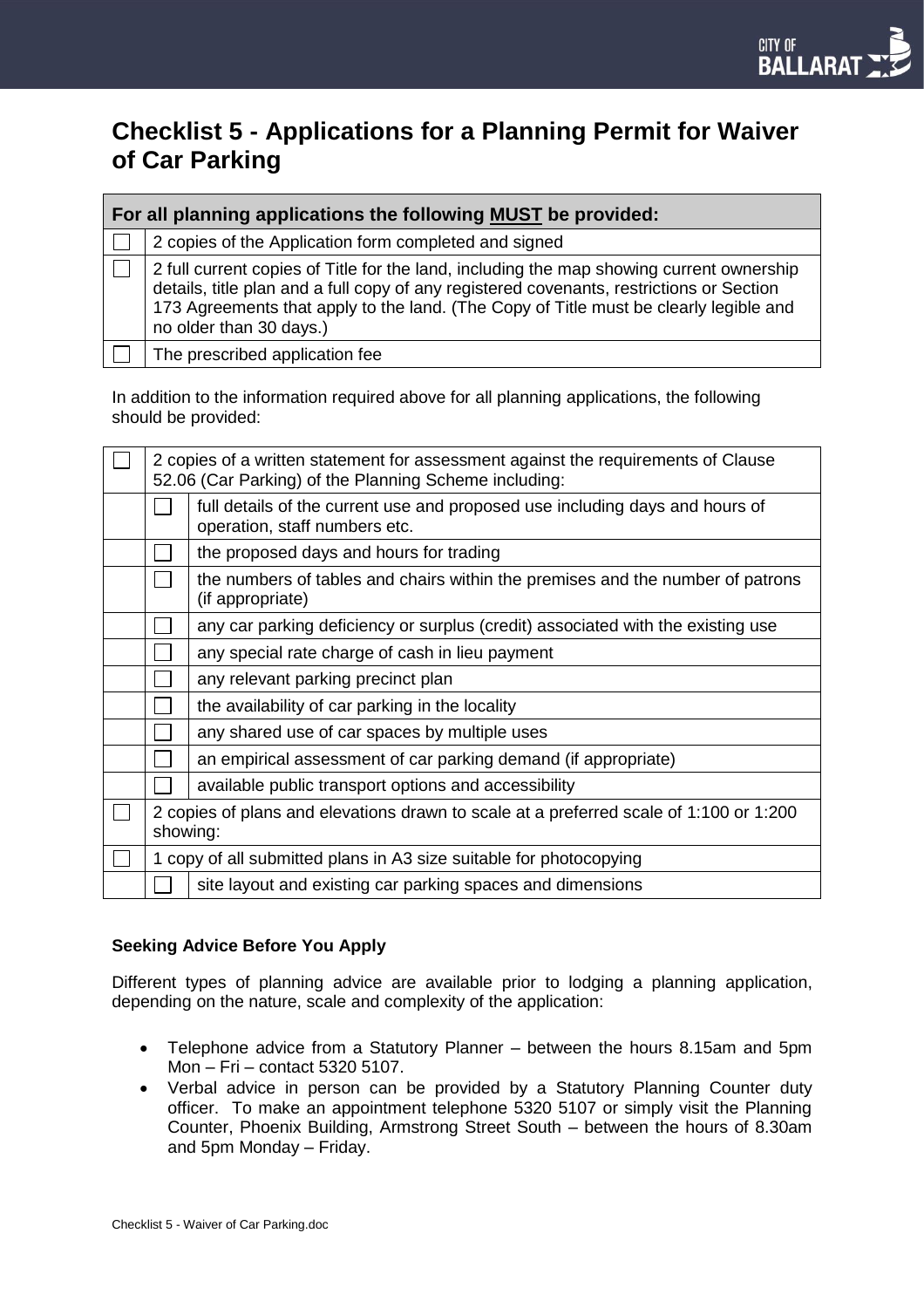# Checklist 5 - Applications for a Planning Permit for Waiver of Car Parking

| For all planning applications the following **MUST** be provided: | |
|---|---|
| ☐ | 2 copies of the Application form completed and signed |
| ☐ | 2 full current copies of Title for the land, including the map showing current ownership details, title plan and a full copy of any registered covenants, restrictions or Section 173 Agreements that apply to the land. (The Copy of Title must be clearly legible and no older than 30 days.) |
| ☐ | The prescribed application fee |

In addition to the information required above for all planning applications, the following should be provided:

| | | |
|---|---|---|
| ☐ | 2 copies of a written statement for assessment against the requirements of Clause 52.06 (Car Parking) of the Planning Scheme including: | |
| | ☐ | full details of the current use and proposed use including days and hours of operation, staff numbers etc. |
| | ☐ | the proposed days and hours for trading |
| | ☐ | the numbers of tables and chairs within the premises and the number of patrons (if appropriate) |
| | ☐ | any car parking deficiency or surplus (credit) associated with the existing use |
| | ☐ | any special rate charge of cash in lieu payment |
| | ☐ | any relevant parking precinct plan |
| | ☐ | the availability of car parking in the locality |
| | ☐ | any shared use of car spaces by multiple uses |
| | ☐ | an empirical assessment of car parking demand (if appropriate) |
| | ☐ | available public transport options and accessibility |
| ☐ | 2 copies of plans and elevations drawn to scale at a preferred scale of 1:100 or 1:200 showing: | |
| ☐ | 1 copy of all submitted plans in A3 size suitable for photocopying | |
| | ☐ | site layout and existing car parking spaces and dimensions |

**Seeking Advice Before You Apply**

Different types of planning advice are available prior to lodging a planning application, depending on the nature, scale and complexity of the application:

- Telephone advice from a Statutory Planner – between the hours 8.15am and 5pm Mon – Fri – contact 5320 5107.
- Verbal advice in person can be provided by a Statutory Planning Counter duty officer. To make an appointment telephone 5320 5107 or simply visit the Planning Counter, Phoenix Building, Armstrong Street South – between the hours of 8.30am and 5pm Monday – Friday.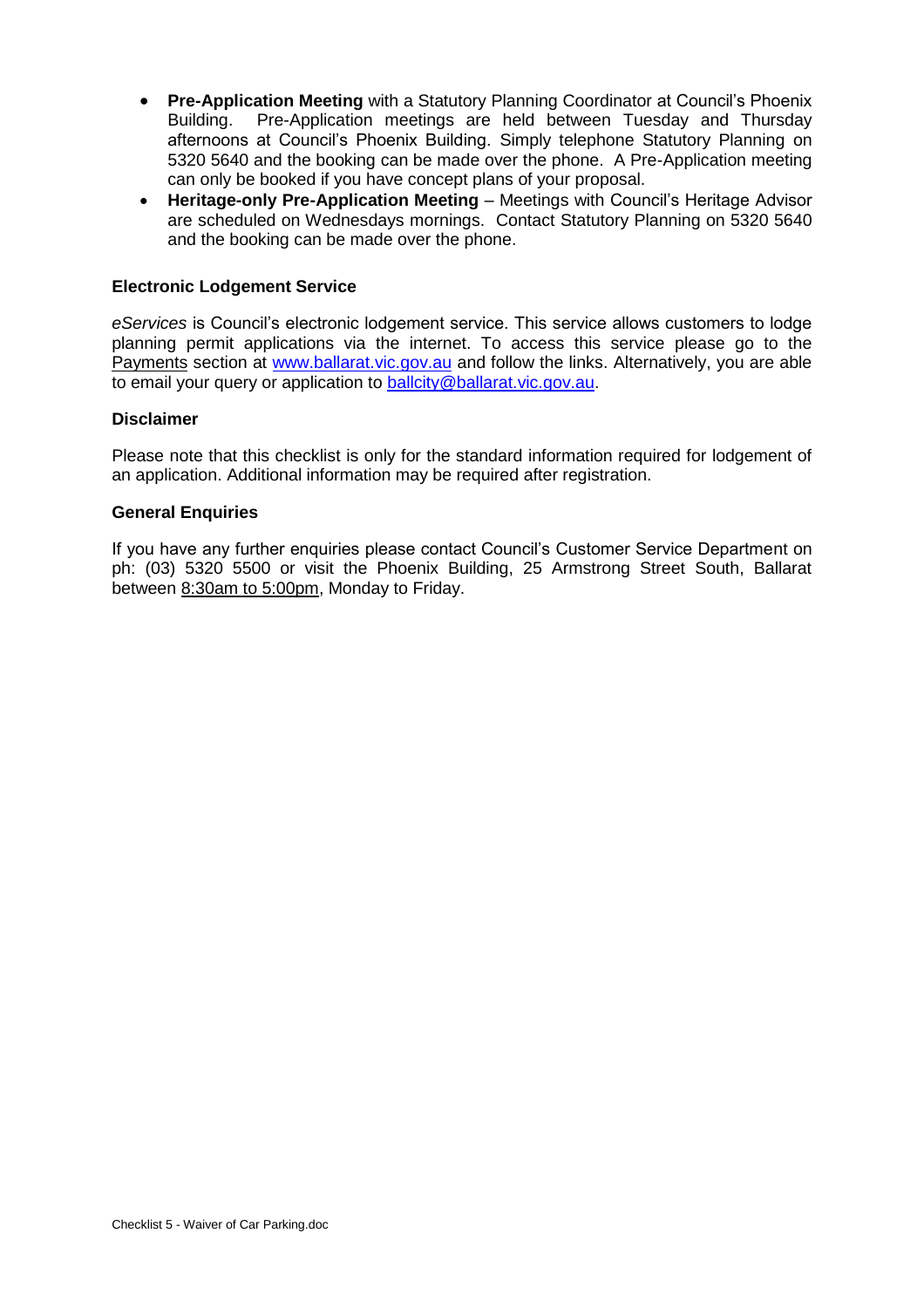- **Pre-Application Meeting** with a Statutory Planning Coordinator at Council's Phoenix Building. Pre-Application meetings are held between Tuesday and Thursday afternoons at Council's Phoenix Building. Simply telephone Statutory Planning on 5320 5640 and the booking can be made over the phone. A Pre-Application meeting can only be booked if you have concept plans of your proposal.
- **Heritage-only Pre-Application Meeting** – Meetings with Council's Heritage Advisor are scheduled on Wednesdays mornings. Contact Statutory Planning on 5320 5640 and the booking can be made over the phone.

**Electronic Lodgement Service**

*eServices* is Council's electronic lodgement service. This service allows customers to lodge planning permit applications via the internet. To access this service please go to the Payments section at www.ballarat.vic.gov.au and follow the links. Alternatively, you are able to email your query or application to ballcity@ballarat.vic.gov.au.

**Disclaimer**

Please note that this checklist is only for the standard information required for lodgement of an application. Additional information may be required after registration.

**General Enquiries**

If you have any further enquiries please contact Council's Customer Service Department on ph: (03) 5320 5500 or visit the Phoenix Building, 25 Armstrong Street South, Ballarat between 8:30am to 5:00pm, Monday to Friday.